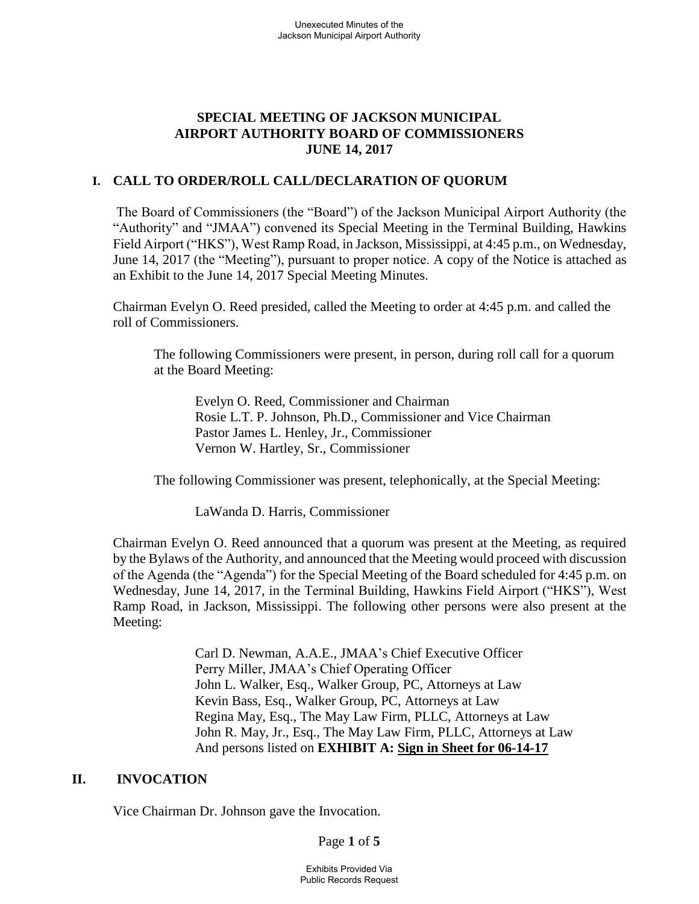# SPECIAL MEETING OF JACKSON MUNICIPAL AIRPORT AUTHORITY BOARD OF COMMISSIONERS JUNE 14, 2017

## I. CALL TO ORDER/ROLL CALL/DECLARATION OF QUORUM

The Board of Commissioners (the "Board") of the Jackson Municipal Airport Authority (the "Authority" and "JMAA") convened its Special Meeting in the Terminal Building, Hawkins Field Airport ("HKS"), West Ramp Road, in Jackson, Mississippi, at 4:45 p.m., on Wednesday, June 14, 2017 (the "Meeting"), pursuant to proper notice. A copy of the Notice is attached as an Exhibit to the June 14, 2017 Special Meeting Minutes.

Chairman Evelyn O. Reed presided, called the Meeting to order at 4:45 p.m. and called the roll of Commissioners.

The following Commissioners were present, in person, during roll call for a quorum at the Board Meeting:

Evelyn O. Reed, Commissioner and Chairman
Rosie L.T. P. Johnson, Ph.D., Commissioner and Vice Chairman
Pastor James L. Henley, Jr., Commissioner
Vernon W. Hartley, Sr., Commissioner

The following Commissioner was present, telephonically, at the Special Meeting:

LaWanda D. Harris, Commissioner

Chairman Evelyn O. Reed announced that a quorum was present at the Meeting, as required by the Bylaws of the Authority, and announced that the Meeting would proceed with discussion of the Agenda (the "Agenda") for the Special Meeting of the Board scheduled for 4:45 p.m. on Wednesday, June 14, 2017, in the Terminal Building, Hawkins Field Airport ("HKS"), West Ramp Road, in Jackson, Mississippi. The following other persons were also present at the Meeting:

Carl D. Newman, A.A.E., JMAA's Chief Executive Officer
Perry Miller, JMAA's Chief Operating Officer
John L. Walker, Esq., Walker Group, PC, Attorneys at Law
Kevin Bass, Esq., Walker Group, PC, Attorneys at Law
Regina May, Esq., The May Law Firm, PLLC, Attorneys at Law
John R. May, Jr., Esq., The May Law Firm, PLLC, Attorneys at Law
And persons listed on **EXHIBIT A: Sign in Sheet for 06-14-17**

## II. INVOCATION

Vice Chairman Dr. Johnson gave the Invocation.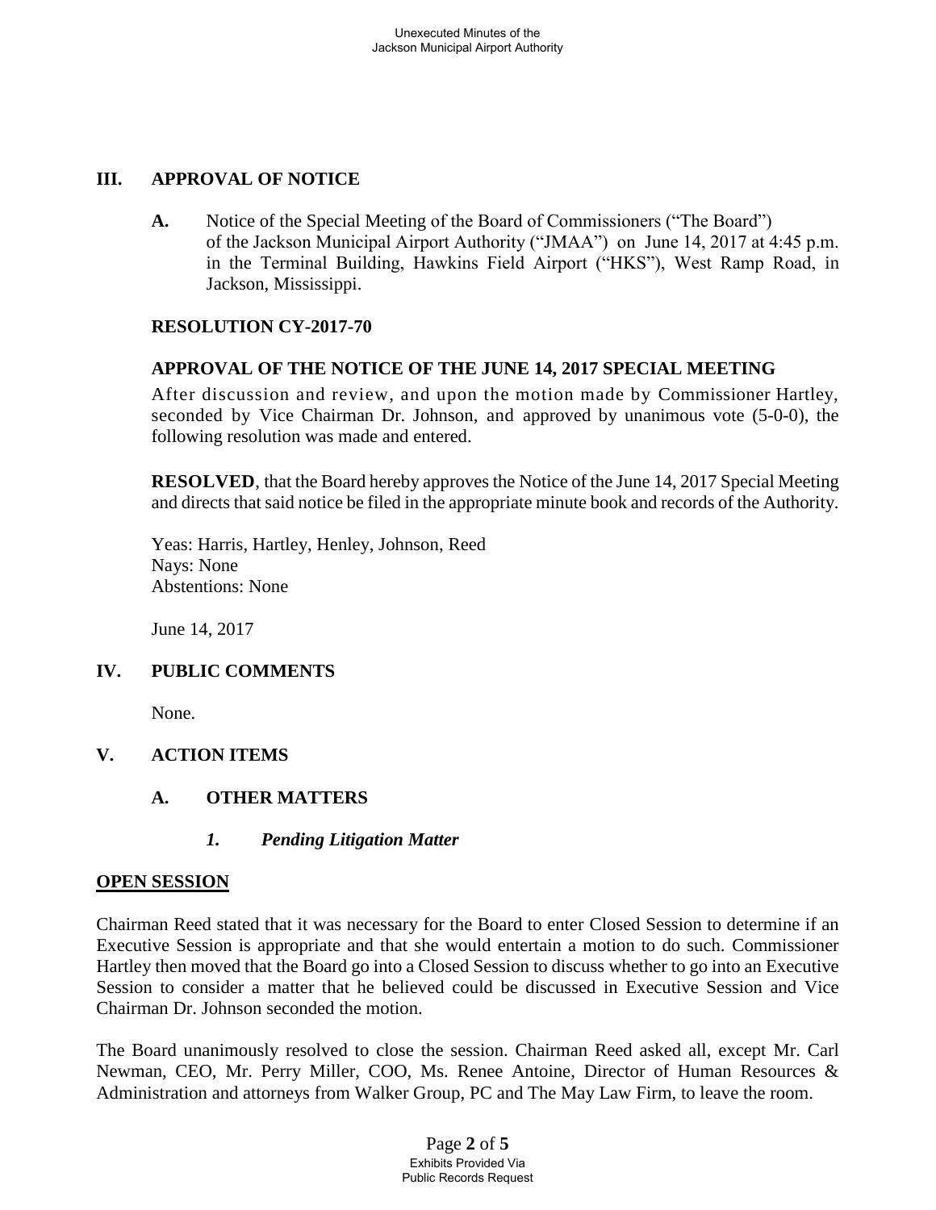## III. APPROVAL OF NOTICE

**A.** Notice of the Special Meeting of the Board of Commissioners ("The Board") of the Jackson Municipal Airport Authority ("JMAA") on June 14, 2017 at 4:45 p.m. in the Terminal Building, Hawkins Field Airport ("HKS"), West Ramp Road, in Jackson, Mississippi.

**RESOLUTION CY-2017-70**

**APPROVAL OF THE NOTICE OF THE JUNE 14, 2017 SPECIAL MEETING**

After discussion and review, and upon the motion made by Commissioner Hartley, seconded by Vice Chairman Dr. Johnson, and approved by unanimous vote (5-0-0), the following resolution was made and entered.

**RESOLVED**, that the Board hereby approves the Notice of the June 14, 2017 Special Meeting and directs that said notice be filed in the appropriate minute book and records of the Authority.

Yeas: Harris, Hartley, Henley, Johnson, Reed
Nays: None
Abstentions: None

June 14, 2017

## IV. PUBLIC COMMENTS

None.

## V. ACTION ITEMS

### A. OTHER MATTERS

#### *1. Pending Litigation Matter*

**OPEN SESSION**

Chairman Reed stated that it was necessary for the Board to enter Closed Session to determine if an Executive Session is appropriate and that she would entertain a motion to do such. Commissioner Hartley then moved that the Board go into a Closed Session to discuss whether to go into an Executive Session to consider a matter that he believed could be discussed in Executive Session and Vice Chairman Dr. Johnson seconded the motion.

The Board unanimously resolved to close the session. Chairman Reed asked all, except Mr. Carl Newman, CEO, Mr. Perry Miller, COO, Ms. Renee Antoine, Director of Human Resources & Administration and attorneys from Walker Group, PC and The May Law Firm, to leave the room.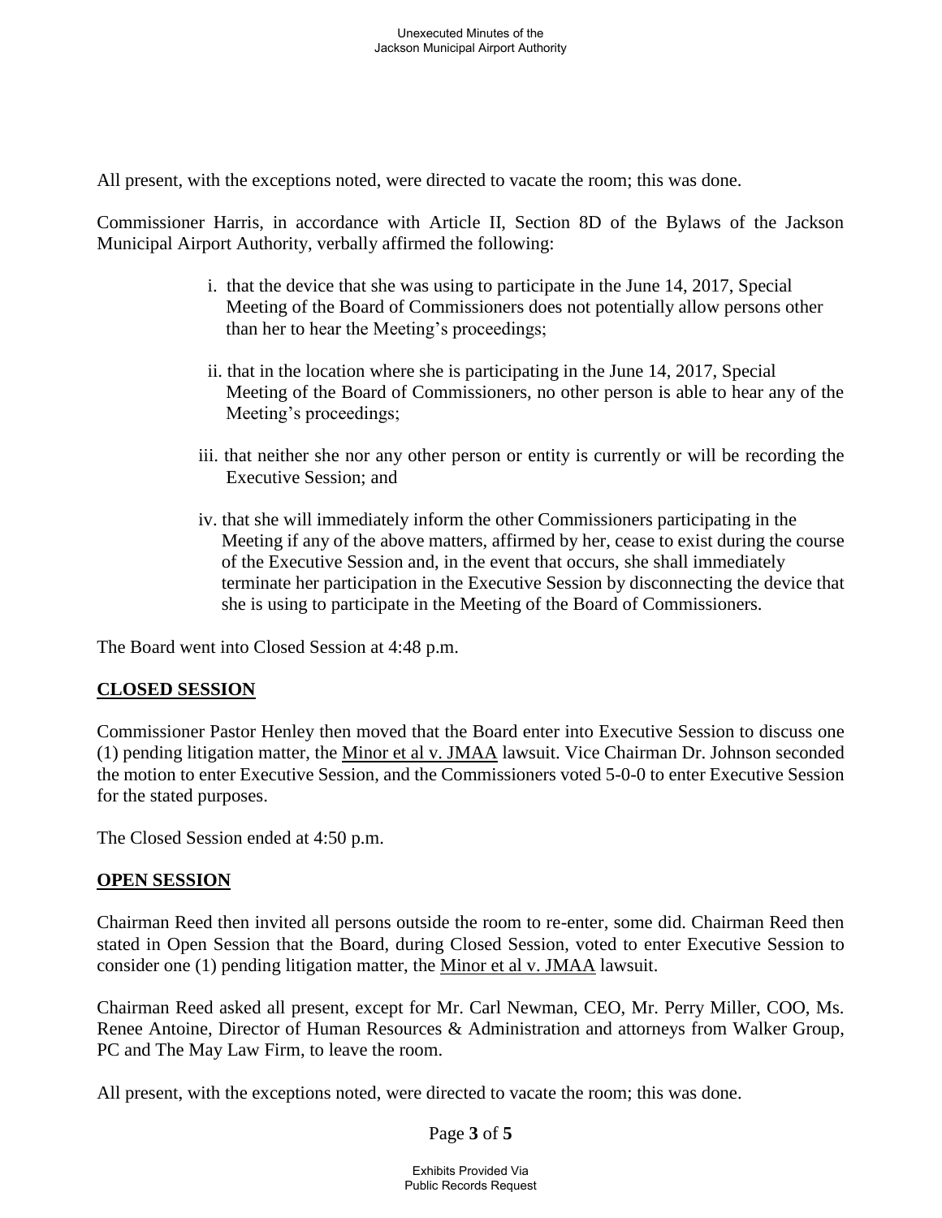All present, with the exceptions noted, were directed to vacate the room; this was done.

Commissioner Harris, in accordance with Article II, Section 8D of the Bylaws of the Jackson Municipal Airport Authority, verbally affirmed the following:

i. that the device that she was using to participate in the June 14, 2017, Special Meeting of the Board of Commissioners does not potentially allow persons other than her to hear the Meeting's proceedings;

ii. that in the location where she is participating in the June 14, 2017, Special Meeting of the Board of Commissioners, no other person is able to hear any of the Meeting's proceedings;

iii. that neither she nor any other person or entity is currently or will be recording the Executive Session; and

iv. that she will immediately inform the other Commissioners participating in the Meeting if any of the above matters, affirmed by her, cease to exist during the course of the Executive Session and, in the event that occurs, she shall immediately terminate her participation in the Executive Session by disconnecting the device that she is using to participate in the Meeting of the Board of Commissioners.

The Board went into Closed Session at 4:48 p.m.

**CLOSED SESSION**

Commissioner Pastor Henley then moved that the Board enter into Executive Session to discuss one (1) pending litigation matter, the Minor et al v. JMAA lawsuit. Vice Chairman Dr. Johnson seconded the motion to enter Executive Session, and the Commissioners voted 5-0-0 to enter Executive Session for the stated purposes.

The Closed Session ended at 4:50 p.m.

**OPEN SESSION**

Chairman Reed then invited all persons outside the room to re-enter, some did. Chairman Reed then stated in Open Session that the Board, during Closed Session, voted to enter Executive Session to consider one (1) pending litigation matter, the Minor et al v. JMAA lawsuit.

Chairman Reed asked all present, except for Mr. Carl Newman, CEO, Mr. Perry Miller, COO, Ms. Renee Antoine, Director of Human Resources & Administration and attorneys from Walker Group, PC and The May Law Firm, to leave the room.

All present, with the exceptions noted, were directed to vacate the room; this was done.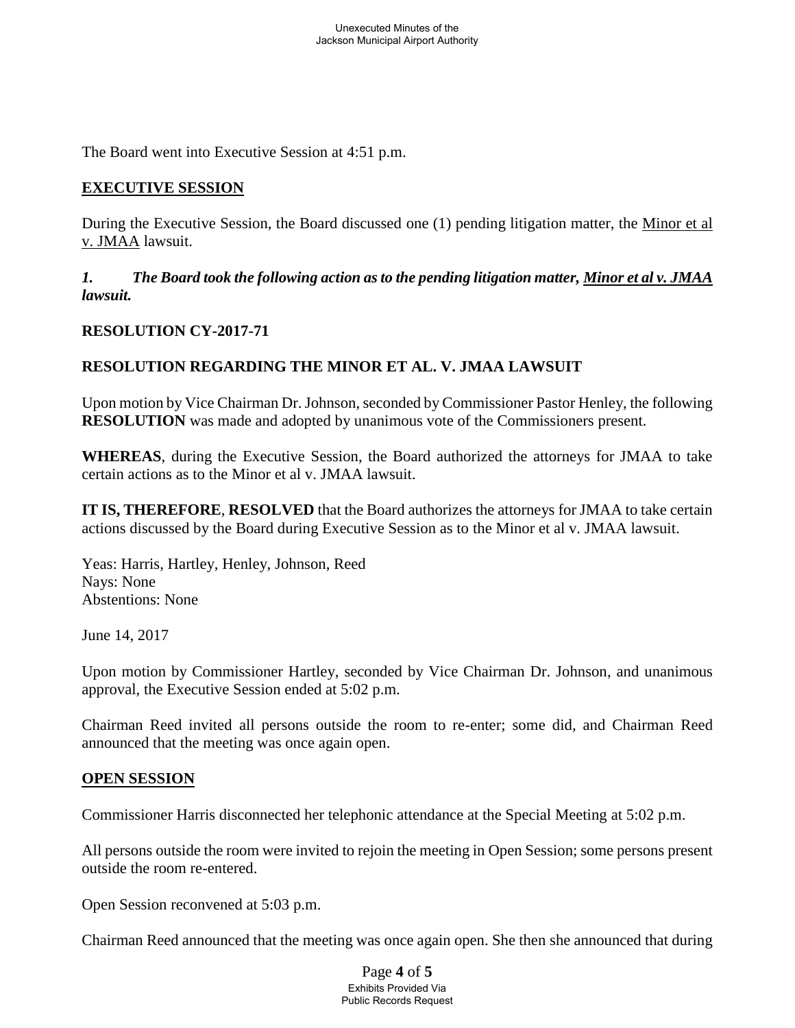The Board went into Executive Session at 4:51 p.m.

## EXECUTIVE SESSION

During the Executive Session, the Board discussed one (1) pending litigation matter, the Minor et al v. JMAA lawsuit.

***1. The Board took the following action as to the pending litigation matter, Minor et al v. JMAA lawsuit.***

**RESOLUTION CY-2017-71**

**RESOLUTION REGARDING THE MINOR ET AL. V. JMAA LAWSUIT**

Upon motion by Vice Chairman Dr. Johnson, seconded by Commissioner Pastor Henley, the following **RESOLUTION** was made and adopted by unanimous vote of the Commissioners present.

**WHEREAS**, during the Executive Session, the Board authorized the attorneys for JMAA to take certain actions as to the Minor et al v. JMAA lawsuit.

**IT IS, THEREFORE**, **RESOLVED** that the Board authorizes the attorneys for JMAA to take certain actions discussed by the Board during Executive Session as to the Minor et al v. JMAA lawsuit.

Yeas: Harris, Hartley, Henley, Johnson, Reed
Nays: None
Abstentions: None

June 14, 2017

Upon motion by Commissioner Hartley, seconded by Vice Chairman Dr. Johnson, and unanimous approval, the Executive Session ended at 5:02 p.m.

Chairman Reed invited all persons outside the room to re-enter; some did, and Chairman Reed announced that the meeting was once again open.

## OPEN SESSION

Commissioner Harris disconnected her telephonic attendance at the Special Meeting at 5:02 p.m.

All persons outside the room were invited to rejoin the meeting in Open Session; some persons present outside the room re-entered.

Open Session reconvened at 5:03 p.m.

Chairman Reed announced that the meeting was once again open. She then she announced that during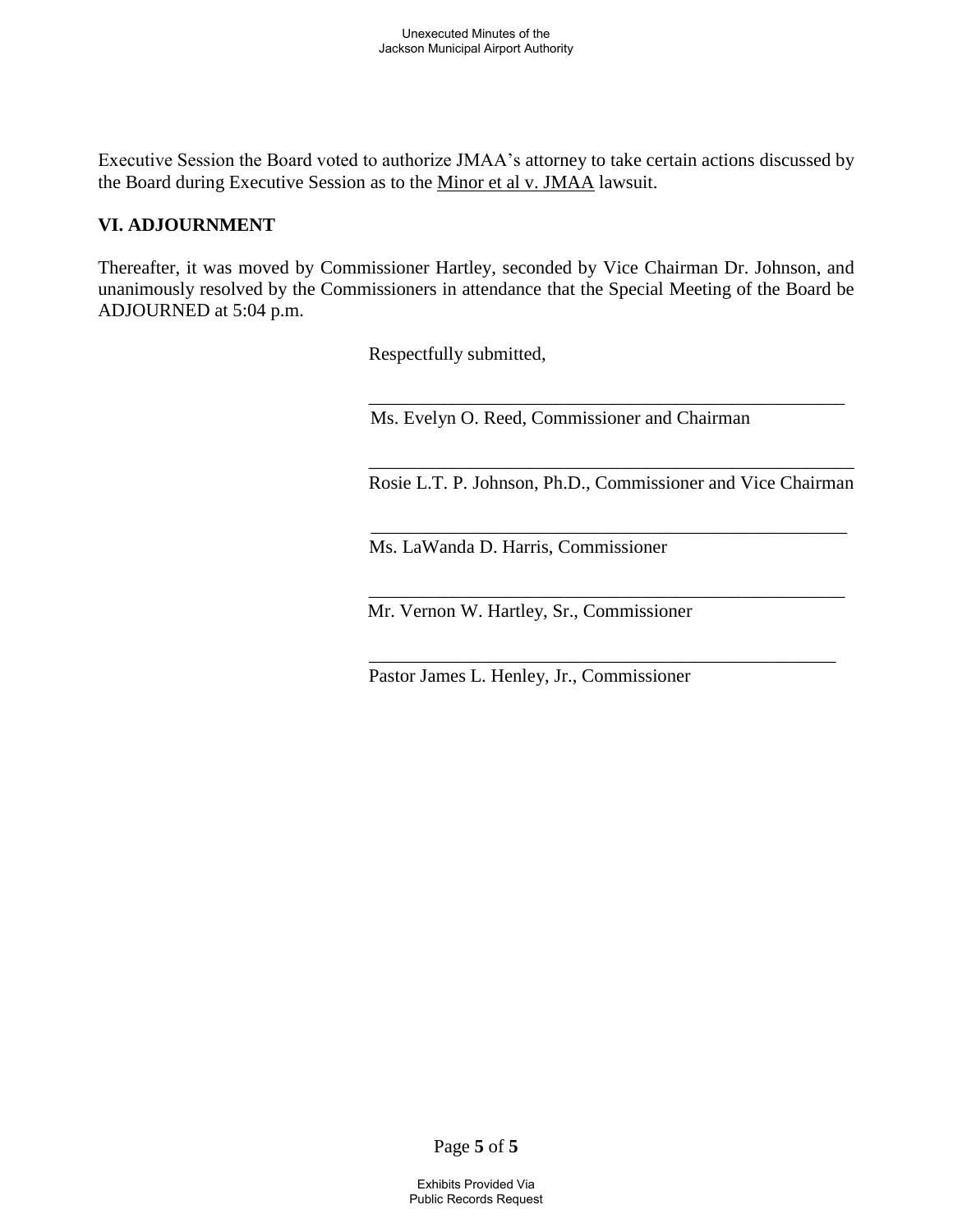Executive Session the Board voted to authorize JMAA's attorney to take certain actions discussed by the Board during Executive Session as to the Minor et al v. JMAA lawsuit.

**VI. ADJOURNMENT**

Thereafter, it was moved by Commissioner Hartley, seconded by Vice Chairman Dr. Johnson, and unanimously resolved by the Commissioners in attendance that the Special Meeting of the Board be ADJOURNED at 5:04 p.m.

Respectfully submitted,

\_\_\_\_\_\_\_\_\_\_\_\_\_\_\_\_\_\_\_\_\_\_\_\_\_\_\_\_\_\_\_\_\_\_\_\_\_\_\_\_\_\_\_\_\_\_\_\_

Ms. Evelyn O. Reed, Commissioner and Chairman

\_\_\_\_\_\_\_\_\_\_\_\_\_\_\_\_\_\_\_\_\_\_\_\_\_\_\_\_\_\_\_\_\_\_\_\_\_\_\_\_\_\_\_\_\_\_\_\_

Rosie L.T. P. Johnson, Ph.D., Commissioner and Vice Chairman

\_\_\_\_\_\_\_\_\_\_\_\_\_\_\_\_\_\_\_\_\_\_\_\_\_\_\_\_\_\_\_\_\_\_\_\_\_\_\_\_\_\_\_\_\_\_\_\_

Ms. LaWanda D. Harris, Commissioner

\_\_\_\_\_\_\_\_\_\_\_\_\_\_\_\_\_\_\_\_\_\_\_\_\_\_\_\_\_\_\_\_\_\_\_\_\_\_\_\_\_\_\_\_\_\_\_\_

Mr. Vernon W. Hartley, Sr., Commissioner

\_\_\_\_\_\_\_\_\_\_\_\_\_\_\_\_\_\_\_\_\_\_\_\_\_\_\_\_\_\_\_\_\_\_\_\_\_\_\_\_\_\_\_\_\_\_\_\_

Pastor James L. Henley, Jr., Commissioner